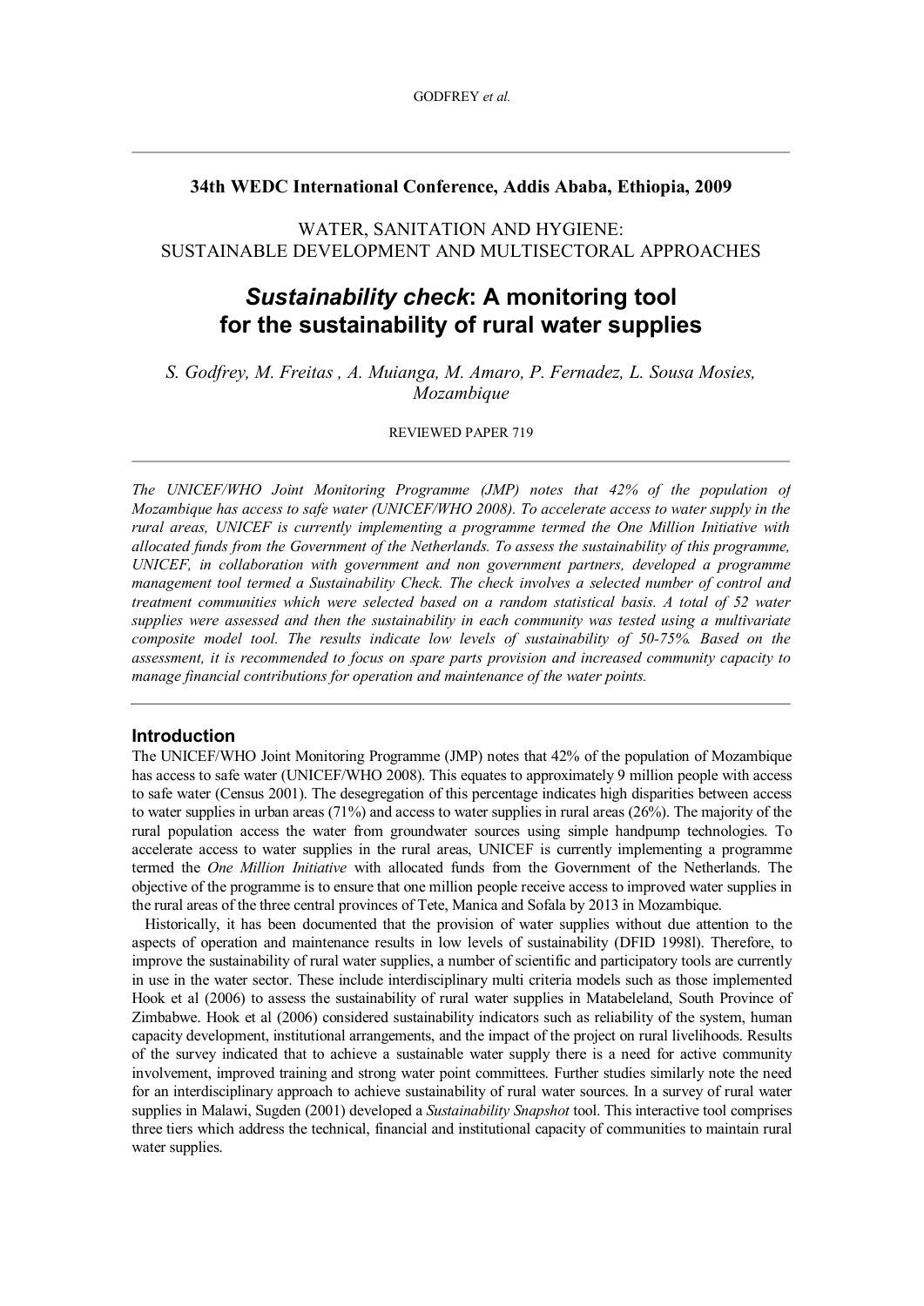**34th WEDC International Conference, Addis Ababa, Ethiopia, 2009**

WATER, SANITATION AND HYGIENE:
SUSTAINABLE DEVELOPMENT AND MULTISECTORAL APPROACHES

# *Sustainability check*: A monitoring tool for the sustainability of rural water supplies

*S. Godfrey, M. Freitas , A. Muianga, M. Amaro, P. Fernadez, L. Sousa Mosies, Mozambique*

REVIEWED PAPER 719

*The UNICEF/WHO Joint Monitoring Programme (JMP) notes that 42% of the population of Mozambique has access to safe water (UNICEF/WHO 2008). To accelerate access to water supply in the rural areas, UNICEF is currently implementing a programme termed the One Million Initiative with allocated funds from the Government of the Netherlands. To assess the sustainability of this programme, UNICEF, in collaboration with government and non government partners, developed a programme management tool termed a Sustainability Check. The check involves a selected number of control and treatment communities which were selected based on a random statistical basis. A total of 52 water supplies were assessed and then the sustainability in each community was tested using a multivariate composite model tool. The results indicate low levels of sustainability of 50-75%. Based on the assessment, it is recommended to focus on spare parts provision and increased community capacity to manage financial contributions for operation and maintenance of the water points.*

## Introduction

The UNICEF/WHO Joint Monitoring Programme (JMP) notes that 42% of the population of Mozambique has access to safe water (UNICEF/WHO 2008). This equates to approximately 9 million people with access to safe water (Census 2001). The desegregation of this percentage indicates high disparities between access to water supplies in urban areas (71%) and access to water supplies in rural areas (26%). The majority of the rural population access the water from groundwater sources using simple handpump technologies. To accelerate access to water supplies in the rural areas, UNICEF is currently implementing a programme termed the *One Million Initiative* with allocated funds from the Government of the Netherlands. The objective of the programme is to ensure that one million people receive access to improved water supplies in the rural areas of the three central provinces of Tete, Manica and Sofala by 2013 in Mozambique.

Historically, it has been documented that the provision of water supplies without due attention to the aspects of operation and maintenance results in low levels of sustainability (DFID 1998l). Therefore, to improve the sustainability of rural water supplies, a number of scientific and participatory tools are currently in use in the water sector. These include interdisciplinary multi criteria models such as those implemented Hook et al (2006) to assess the sustainability of rural water supplies in Matabeleland, South Province of Zimbabwe. Hook et al (2006) considered sustainability indicators such as reliability of the system, human capacity development, institutional arrangements, and the impact of the project on rural livelihoods. Results of the survey indicated that to achieve a sustainable water supply there is a need for active community involvement, improved training and strong water point committees. Further studies similarly note the need for an interdisciplinary approach to achieve sustainability of rural water sources. In a survey of rural water supplies in Malawi, Sugden (2001) developed a *Sustainability Snapshot* tool. This interactive tool comprises three tiers which address the technical, financial and institutional capacity of communities to maintain rural water supplies.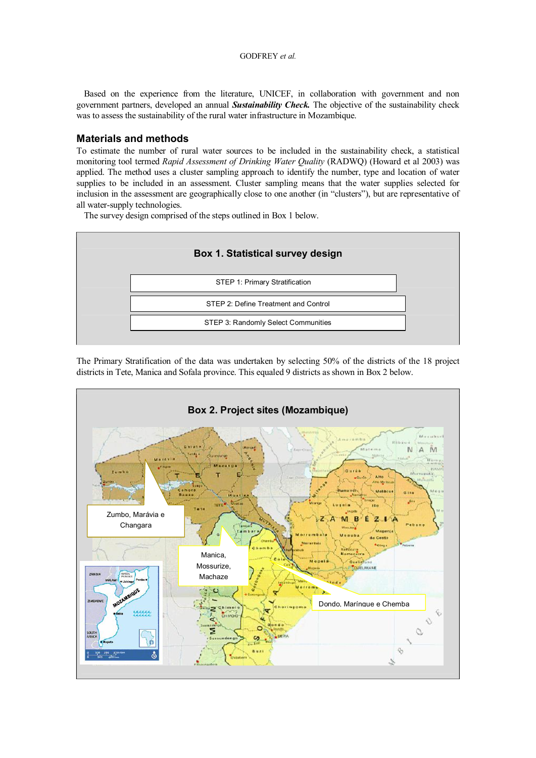Based on the experience from the literature, UNICEF, in collaboration with government and non government partners, developed an annual ***Sustainability Check.*** The objective of the sustainability check was to assess the sustainability of the rural water infrastructure in Mozambique.

## Materials and methods

To estimate the number of rural water sources to be included in the sustainability check, a statistical monitoring tool termed *Rapid Assessment of Drinking Water Quality* (RADWQ) (Howard et al 2003) was applied. The method uses a cluster sampling approach to identify the number, type and location of water supplies to be included in an assessment. Cluster sampling means that the water supplies selected for inclusion in the assessment are geographically close to one another (in "clusters"), but are representative of all water-supply technologies.

The survey design comprised of the steps outlined in Box 1 below.

**Box 1. Statistical survey design**

- STEP 1: Primary Stratification
- STEP 2: Define Treatment and Control
- STEP 3: Randomly Select Communities

The Primary Stratification of the data was undertaken by selecting 50% of the districts of the 18 project districts in Tete, Manica and Sofala province. This equaled 9 districts as shown in Box 2 below.

**Box 2. Project sites (Mozambique)**

- Zumbo, Marávia e Changara
- Manica, Mossurize, Machaze
- Dondo, Marínque e Chemba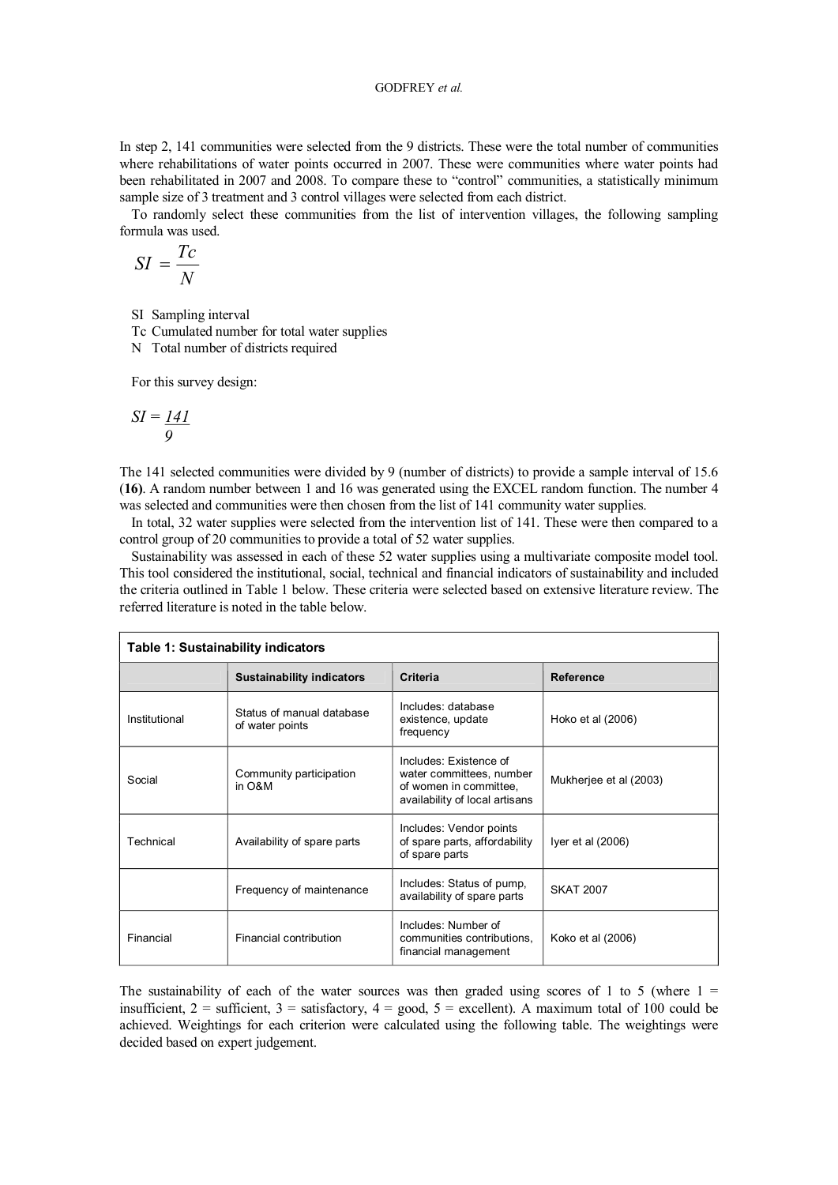In step 2, 141 communities were selected from the 9 districts. These were the total number of communities where rehabilitations of water points occurred in 2007. These were communities where water points had been rehabilitated in 2007 and 2008. To compare these to "control" communities, a statistically minimum sample size of 3 treatment and 3 control villages were selected from each district.

To randomly select these communities from the list of intervention villages, the following sampling formula was used.

$$SI = \frac{Tc}{N}$$

SI Sampling interval  
Tc Cumulated number for total water supplies  
N Total number of districts required

For this survey design:

$$SI = \frac{141}{9}$$

The 141 selected communities were divided by 9 (number of districts) to provide a sample interval of 15.6 (**16**). A random number between 1 and 16 was generated using the EXCEL random function. The number 4 was selected and communities were then chosen from the list of 141 community water supplies.

In total, 32 water supplies were selected from the intervention list of 141. These were then compared to a control group of 20 communities to provide a total of 52 water supplies.

Sustainability was assessed in each of these 52 water supplies using a multivariate composite model tool. This tool considered the institutional, social, technical and financial indicators of sustainability and included the criteria outlined in Table 1 below. These criteria were selected based on extensive literature review. The referred literature is noted in the table below.

**Table 1: Sustainability indicators**

| | Sustainability indicators | Criteria | Reference |
|---|---|---|---|
| Institutional | Status of manual database of water points | Includes: database existence, update frequency | Hoko et al (2006) |
| Social | Community participation in O&M | Includes: Existence of water committees, number of women in committee, availability of local artisans | Mukherjee et al (2003) |
| Technical | Availability of spare parts | Includes: Vendor points of spare parts, affordability of spare parts | Iyer et al (2006) |
| | Frequency of maintenance | Includes: Status of pump, availability of spare parts | SKAT 2007 |
| Financial | Financial contribution | Includes: Number of communities contributions, financial management | Koko et al (2006) |

The sustainability of each of the water sources was then graded using scores of 1 to 5 (where 1 = insufficient, 2 = sufficient, 3 = satisfactory, 4 = good, 5 = excellent). A maximum total of 100 could be achieved. Weightings for each criterion were calculated using the following table. The weightings were decided based on expert judgement.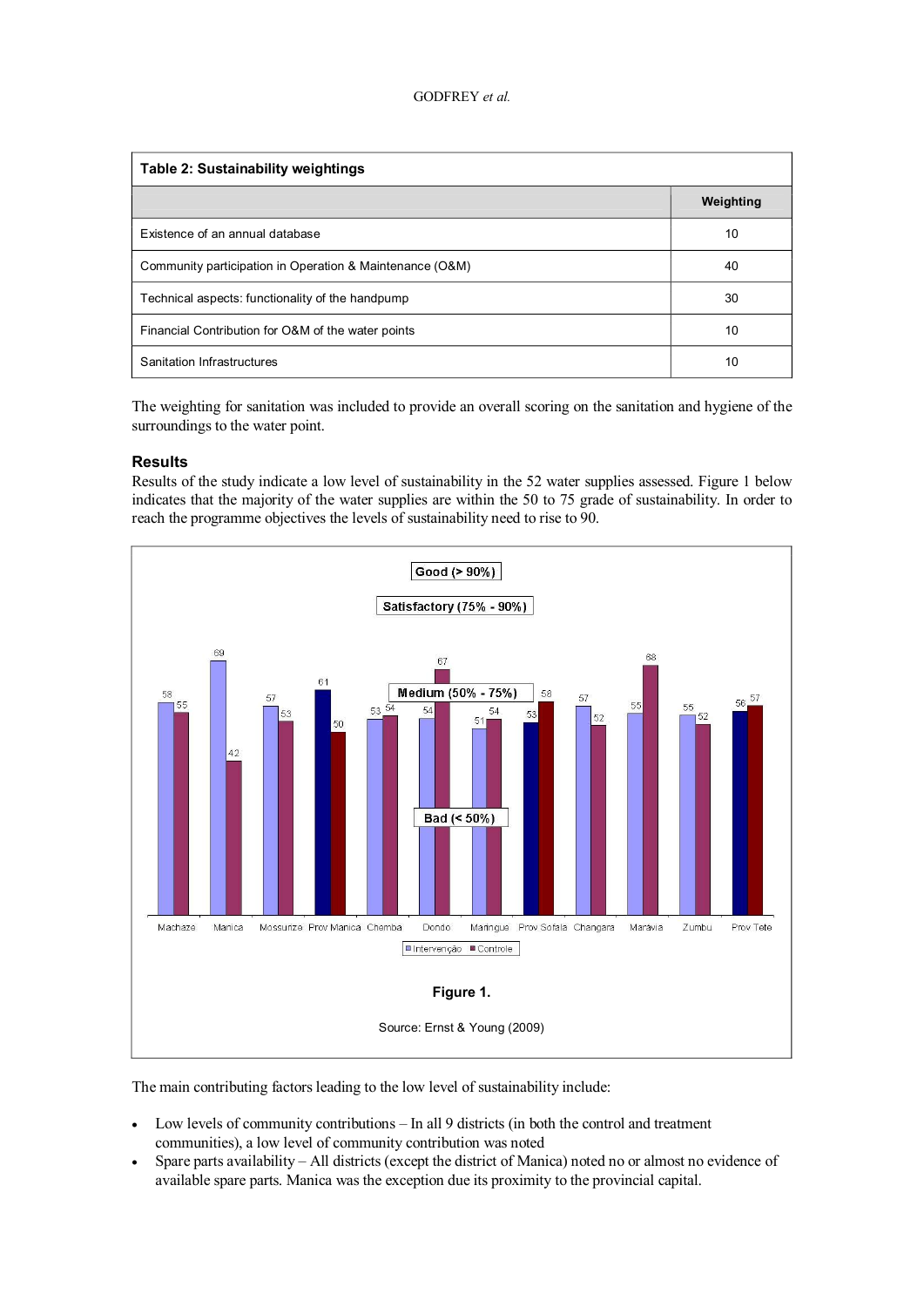| Table 2: Sustainability weightings | |
|---|---|
| | **Weighting** |
| Existence of an annual database | 10 |
| Community participation in Operation & Maintenance (O&M) | 40 |
| Technical aspects: functionality of the handpump | 30 |
| Financial Contribution for O&M of the water points | 10 |
| Sanitation Infrastructures | 10 |

The weighting for sanitation was included to provide an overall scoring on the sanitation and hygiene of the surroundings to the water point.

### Results

Results of the study indicate a low level of sustainability in the 52 water supplies assessed. Figure 1 below indicates that the majority of the water supplies are within the 50 to 75 grade of sustainability. In order to reach the programme objectives the levels of sustainability need to rise to 90.

**Figure 1.**

Source: Ernst & Young (2009)

The main contributing factors leading to the low level of sustainability include:

- Low levels of community contributions – In all 9 districts (in both the control and treatment communities), a low level of community contribution was noted
- Spare parts availability – All districts (except the district of Manica) noted no or almost no evidence of available spare parts. Manica was the exception due its proximity to the provincial capital.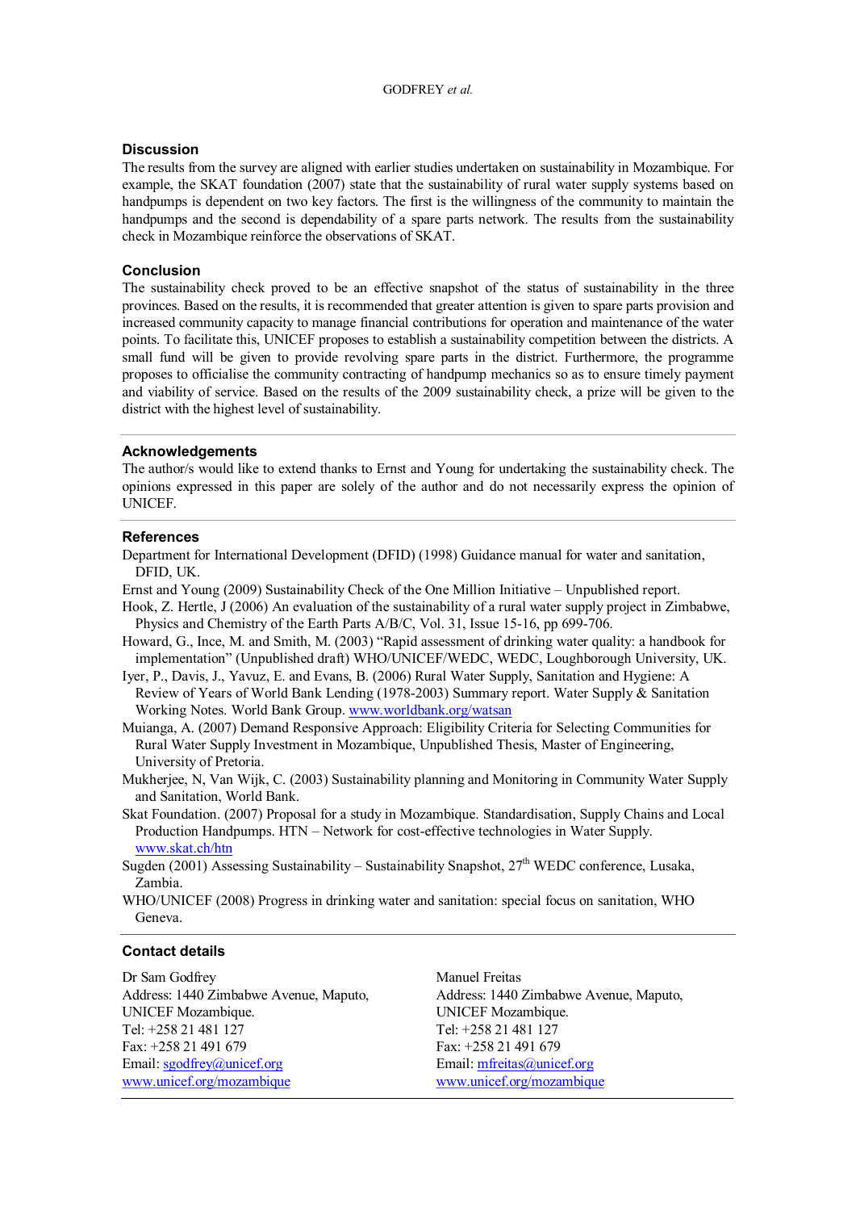## Discussion

The results from the survey are aligned with earlier studies undertaken on sustainability in Mozambique. For example, the SKAT foundation (2007) state that the sustainability of rural water supply systems based on handpumps is dependent on two key factors. The first is the willingness of the community to maintain the handpumps and the second is dependability of a spare parts network. The results from the sustainability check in Mozambique reinforce the observations of SKAT.

## Conclusion

The sustainability check proved to be an effective snapshot of the status of sustainability in the three provinces. Based on the results, it is recommended that greater attention is given to spare parts provision and increased community capacity to manage financial contributions for operation and maintenance of the water points. To facilitate this, UNICEF proposes to establish a sustainability competition between the districts. A small fund will be given to provide revolving spare parts in the district. Furthermore, the programme proposes to officialise the community contracting of handpump mechanics so as to ensure timely payment and viability of service. Based on the results of the 2009 sustainability check, a prize will be given to the district with the highest level of sustainability.

## Acknowledgements

The author/s would like to extend thanks to Ernst and Young for undertaking the sustainability check. The opinions expressed in this paper are solely of the author and do not necessarily express the opinion of UNICEF.

## References

Department for International Development (DFID) (1998) Guidance manual for water and sanitation, DFID, UK.

Ernst and Young (2009) Sustainability Check of the One Million Initiative – Unpublished report.

Hook, Z. Hertle, J (2006) An evaluation of the sustainability of a rural water supply project in Zimbabwe, Physics and Chemistry of the Earth Parts A/B/C, Vol. 31, Issue 15-16, pp 699-706.

Howard, G., Ince, M. and Smith, M. (2003) "Rapid assessment of drinking water quality: a handbook for implementation" (Unpublished draft) WHO/UNICEF/WEDC, WEDC, Loughborough University, UK.

Iyer, P., Davis, J., Yavuz, E. and Evans, B. (2006) Rural Water Supply, Sanitation and Hygiene: A Review of Years of World Bank Lending (1978-2003) Summary report. Water Supply & Sanitation Working Notes. World Bank Group. www.worldbank.org/watsan

Muianga, A. (2007) Demand Responsive Approach: Eligibility Criteria for Selecting Communities for Rural Water Supply Investment in Mozambique, Unpublished Thesis, Master of Engineering, University of Pretoria.

Mukherjee, N, Van Wijk, C. (2003) Sustainability planning and Monitoring in Community Water Supply and Sanitation, World Bank.

Skat Foundation. (2007) Proposal for a study in Mozambique. Standardisation, Supply Chains and Local Production Handpumps. HTN – Network for cost-effective technologies in Water Supply. www.skat.ch/htn

Sugden (2001) Assessing Sustainability – Sustainability Snapshot, 27th WEDC conference, Lusaka, Zambia.

WHO/UNICEF (2008) Progress in drinking water and sanitation: special focus on sanitation, WHO Geneva.

## Contact details

Dr Sam Godfrey
Address: 1440 Zimbabwe Avenue, Maputo, UNICEF Mozambique.
Tel: +258 21 481 127
Fax: +258 21 491 679
Email: sgodfrey@unicef.org
www.unicef.org/mozambique

Manuel Freitas
Address: 1440 Zimbabwe Avenue, Maputo, UNICEF Mozambique.
Tel: +258 21 481 127
Fax: +258 21 491 679
Email: mfreitas@unicef.org
www.unicef.org/mozambique